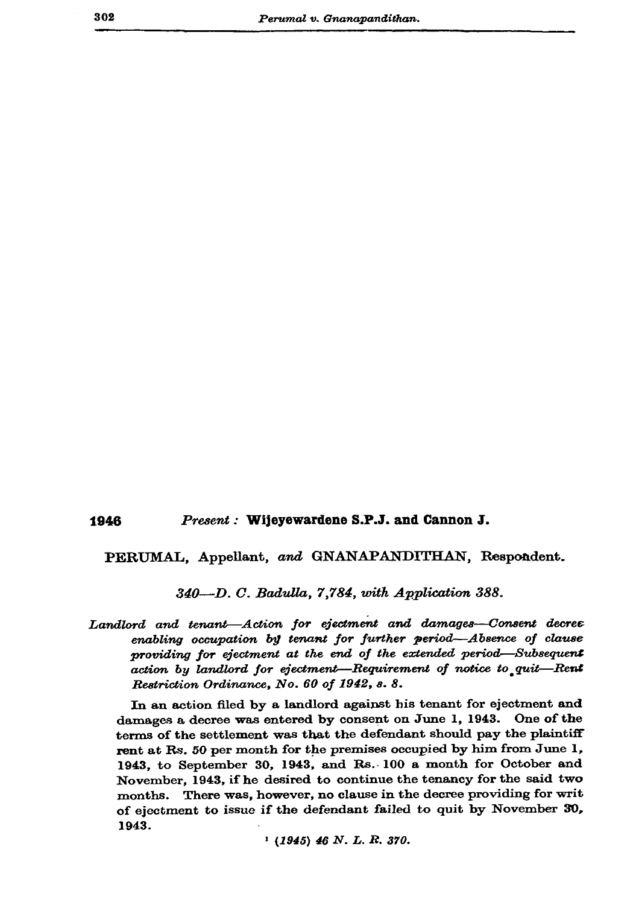**1946** *Present :* **Wijeyewardene S.P.J. and Cannon J.**

PERUMAL, Appellant, *and* GNANAPANDITHAN, Respondent.

*340—D. C. Badulla, 7,784, with Application 388.*

*Landlord and tenant—Action for ejectment and damages—Consent decree enabling occupation by tenant for further period—Absence of clause providing for ejectment at the end of the extended period—Subsequent action by landlord for ejectment—Requirement of notice to quit—Rent Restriction Ordinance, No. 60 of 1942, s. 8.*

In an action filed by a landlord against his tenant for ejectment and damages a decree was entered by consent on June 1, 1943. One of the terms of the settlement was that the defendant should pay the plaintiff rent at Rs. 50 per month for the premises occupied by him from June 1, 1943, to September 30, 1943, and Rs. 100 a month for October and November, 1943, if he desired to continue the tenancy for the said two months. There was, however, no clause in the decree providing for writ of ejectment to issue if the defendant failed to quit by November 30, 1943.

[1] *(1945) 46 N. L. R. 370.*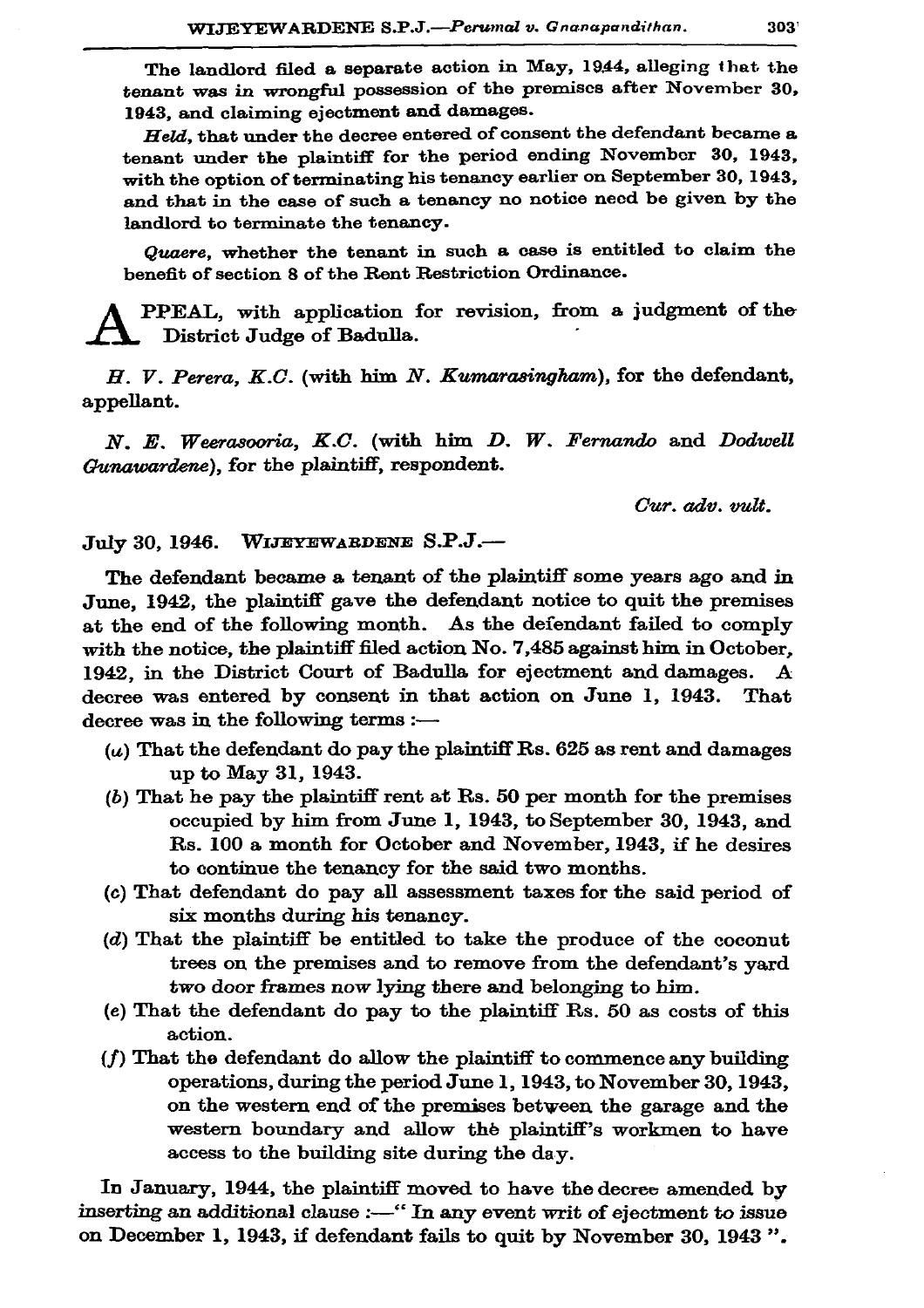The landlord filed a separate action in May, 1944, alleging that the tenant was in wrongful possession of the premises after November 30, 1943, and claiming ejectment and damages.

*Held*, that under the decree entered of consent the defendant became a tenant under the plaintiff for the period ending November 30, 1943, with the option of terminating his tenancy earlier on September 30, 1943, and that in the case of such a tenancy no notice need be given by the landlord to terminate the tenancy.

*Quaere*, whether the tenant in such a case is entitled to claim the benefit of section 8 of the Rent Restriction Ordinance.

APPEAL, with application for revision, from a judgment of the District Judge of Badulla.

*H. V. Perera, K.C.* (with him *N. Kumarasingham*), for the defendant, appellant.

*N. E. Weerasooria, K.C.* (with him *D. W. Fernando* and *Dodwell Gunawardene*), for the plaintiff, respondent.

*Cur. adv. vult.*

July 30, 1946. WIJEYEWARDENE S.P.J.—

The defendant became a tenant of the plaintiff some years ago and in June, 1942, the plaintiff gave the defendant notice to quit the premises at the end of the following month. As the defendant failed to comply with the notice, the plaintiff filed action No. 7,485 against him in October, 1942, in the District Court of Badulla for ejectment and damages. A decree was entered by consent in that action on June 1, 1943. That decree was in the following terms :—

(a) That the defendant do pay the plaintiff Rs. 625 as rent and damages up to May 31, 1943.

(b) That he pay the plaintiff rent at Rs. 50 per month for the premises occupied by him from June 1, 1943, to September 30, 1943, and Rs. 100 a month for October and November, 1943, if he desires to continue the tenancy for the said two months.

(c) That defendant do pay all assessment taxes for the said period of six months during his tenancy.

(d) That the plaintiff be entitled to take the produce of the coconut trees on the premises and to remove from the defendant's yard two door frames now lying there and belonging to him.

(e) That the defendant do pay to the plaintiff Rs. 50 as costs of this action.

(f) That the defendant do allow the plaintiff to commence any building operations, during the period June 1, 1943, to November 30, 1943, on the western end of the premises between the garage and the western boundary and allow the plaintiff's workmen to have access to the building site during the day.

In January, 1944, the plaintiff moved to have the decree amended by inserting an additional clause :—" In any event writ of ejectment to issue on December 1, 1943, if defendant fails to quit by November 30, 1943 ".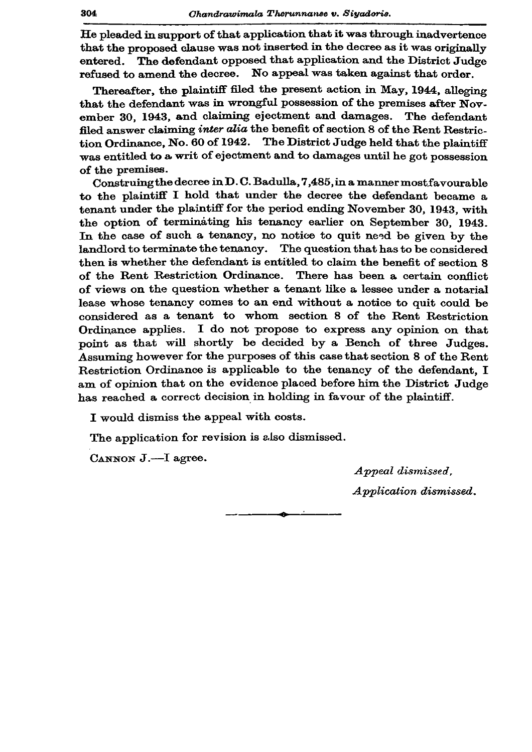He pleaded in support of that application that it was through inadvertence that the proposed clause was not inserted in the decree as it was originally entered. The defendant opposed that application and the District Judge refused to amend the decree. No appeal was taken against that order.

Thereafter, the plaintiff filed the present action in May, 1944, alleging that the defendant was in wrongful possession of the premises after November 30, 1943, and claiming ejectment and damages. The defendant filed answer claiming *inter alia* the benefit of section 8 of the Rent Restriction Ordinance, No. 60 of 1942. The District Judge held that the plaintiff was entitled to a writ of ejectment and to damages until he got possession of the premises.

Construing the decree in D. C. Badulla, 7,485, in a manner most favourable to the plaintiff I hold that under the decree the defendant became a tenant under the plaintiff for the period ending November 30, 1943, with the option of terminating his tenancy earlier on September 30, 1943. In the case of such a tenancy, no notice to quit need be given by the landlord to terminate the tenancy. The question that has to be considered then is whether the defendant is entitled to claim the benefit of section 8 of the Rent Restriction Ordinance. There has been a certain conflict of views on the question whether a tenant like a lessee under a notarial lease whose tenancy comes to an end without a notice to quit could be considered as a tenant to whom section 8 of the Rent Restriction Ordinance applies. I do not propose to express any opinion on that point as that will shortly be decided by a Bench of three Judges. Assuming however for the purposes of this case that section 8 of the Rent Restriction Ordinance is applicable to the tenancy of the defendant, I am of opinion that on the evidence placed before him the District Judge has reached a correct decision in holding in favour of the plaintiff.

I would dismiss the appeal with costs.

The application for revision is also dismissed.

CANNON J.—I agree.

*Appeal dismissed,*

*Application dismissed.*